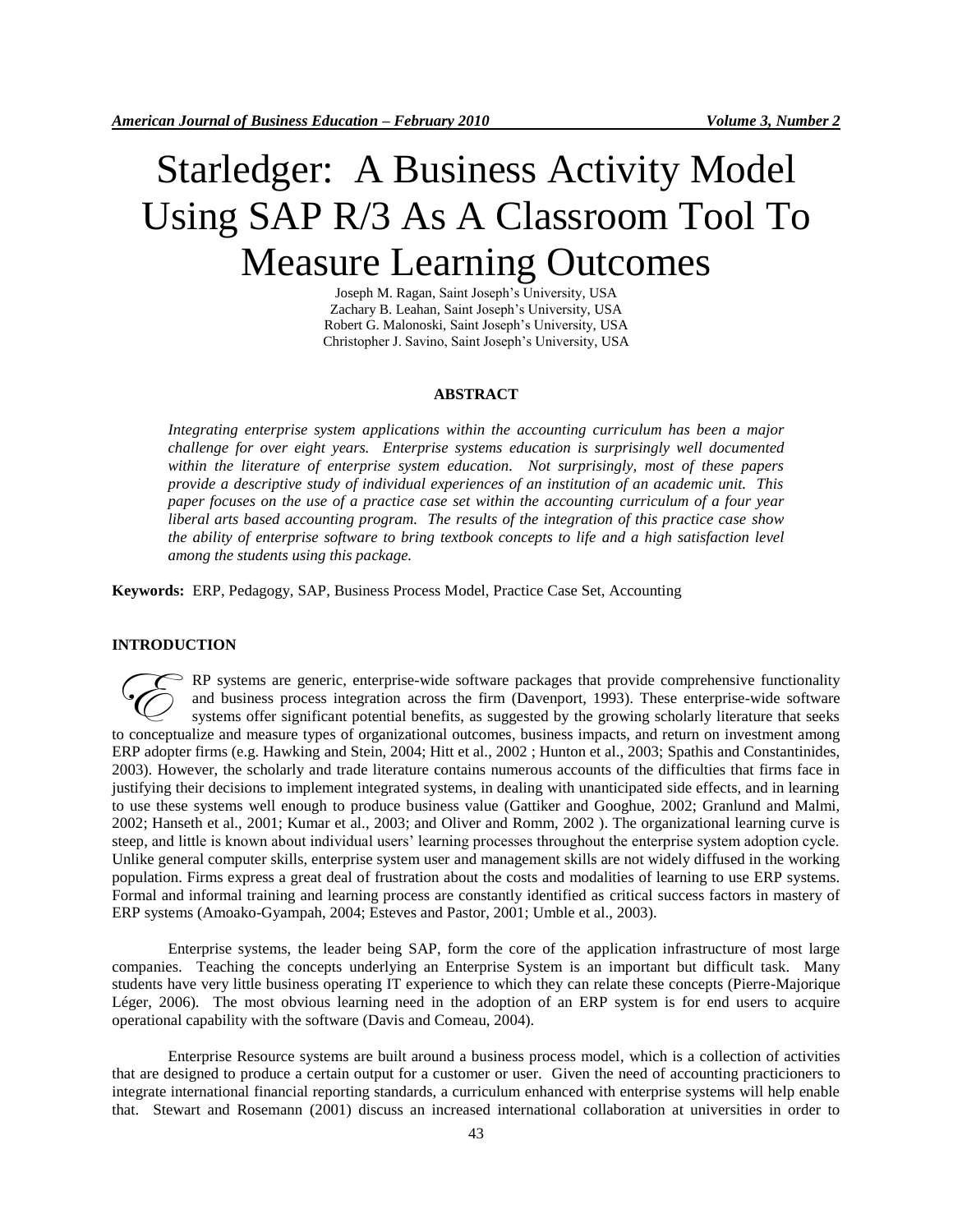# Starledger: A Business Activity Model Using SAP R/3 As A Classroom Tool To Measure Learning Outcomes

Joseph M. Ragan, Saint Joseph's University, USA
Zachary B. Leahan, Saint Joseph's University, USA
Robert G. Malonoski, Saint Joseph's University, USA
Christopher J. Savino, Saint Joseph's University, USA

## ABSTRACT

*Integrating enterprise system applications within the accounting curriculum has been a major challenge for over eight years. Enterprise systems education is surprisingly well documented within the literature of enterprise system education. Not surprisingly, most of these papers provide a descriptive study of individual experiences of an institution of an academic unit. This paper focuses on the use of a practice case set within the accounting curriculum of a four year liberal arts based accounting program. The results of the integration of this practice case show the ability of enterprise software to bring textbook concepts to life and a high satisfaction level among the students using this package.*

**Keywords:** ERP, Pedagogy, SAP, Business Process Model, Practice Case Set, Accounting

## INTRODUCTION

ERP systems are generic, enterprise-wide software packages that provide comprehensive functionality and business process integration across the firm (Davenport, 1993). These enterprise-wide software systems offer significant potential benefits, as suggested by the growing scholarly literature that seeks to conceptualize and measure types of organizational outcomes, business impacts, and return on investment among ERP adopter firms (e.g. Hawking and Stein, 2004; Hitt et al., 2002 ; Hunton et al., 2003; Spathis and Constantinides, 2003). However, the scholarly and trade literature contains numerous accounts of the difficulties that firms face in justifying their decisions to implement integrated systems, in dealing with unanticipated side effects, and in learning to use these systems well enough to produce business value (Gattiker and Googhue, 2002; Granlund and Malmi, 2002; Hanseth et al., 2001; Kumar et al., 2003; and Oliver and Romm, 2002 ). The organizational learning curve is steep, and little is known about individual users' learning processes throughout the enterprise system adoption cycle. Unlike general computer skills, enterprise system user and management skills are not widely diffused in the working population. Firms express a great deal of frustration about the costs and modalities of learning to use ERP systems. Formal and informal training and learning process are constantly identified as critical success factors in mastery of ERP systems (Amoako-Gyampah, 2004; Esteves and Pastor, 2001; Umble et al., 2003).

Enterprise systems, the leader being SAP, form the core of the application infrastructure of most large companies. Teaching the concepts underlying an Enterprise System is an important but difficult task. Many students have very little business operating IT experience to which they can relate these concepts (Pierre-Majorique Léger, 2006). The most obvious learning need in the adoption of an ERP system is for end users to acquire operational capability with the software (Davis and Comeau, 2004).

Enterprise Resource systems are built around a business process model, which is a collection of activities that are designed to produce a certain output for a customer or user. Given the need of accounting practicioners to integrate international financial reporting standards, a curriculum enhanced with enterprise systems will help enable that. Stewart and Rosemann (2001) discuss an increased international collaboration at universities in order to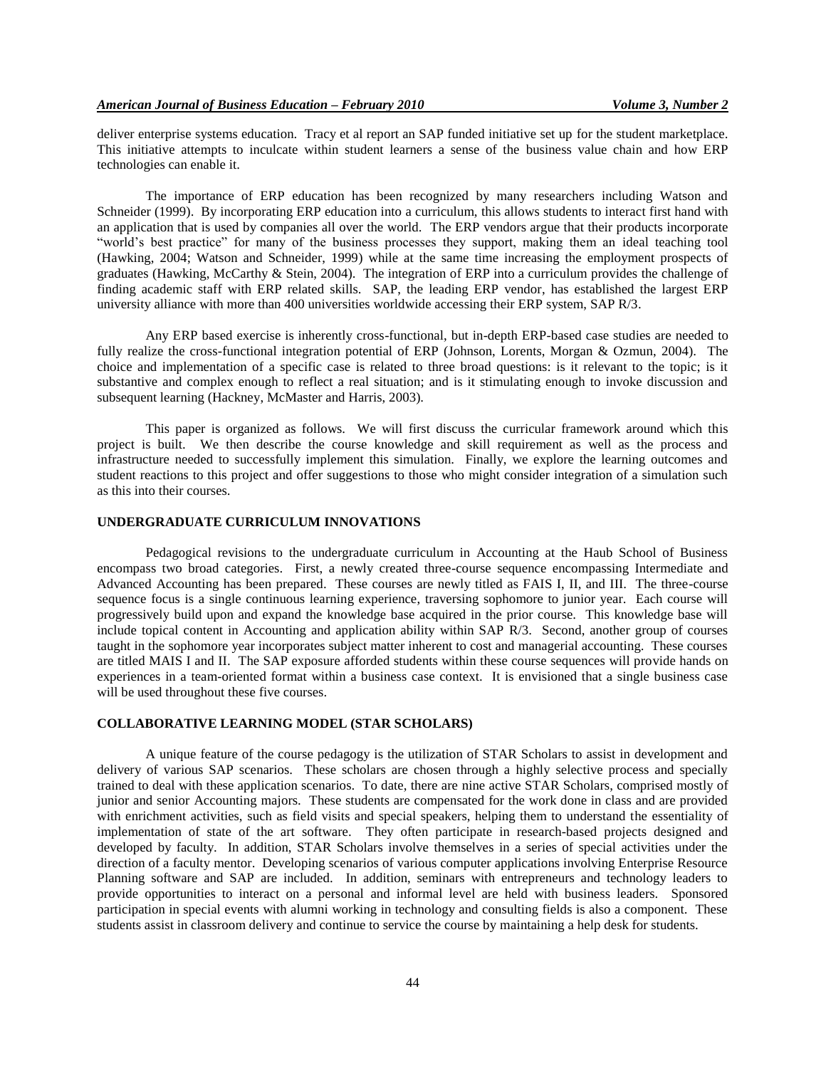deliver enterprise systems education. Tracy et al report an SAP funded initiative set up for the student marketplace. This initiative attempts to inculcate within student learners a sense of the business value chain and how ERP technologies can enable it.

The importance of ERP education has been recognized by many researchers including Watson and Schneider (1999). By incorporating ERP education into a curriculum, this allows students to interact first hand with an application that is used by companies all over the world. The ERP vendors argue that their products incorporate "world's best practice" for many of the business processes they support, making them an ideal teaching tool (Hawking, 2004; Watson and Schneider, 1999) while at the same time increasing the employment prospects of graduates (Hawking, McCarthy & Stein, 2004). The integration of ERP into a curriculum provides the challenge of finding academic staff with ERP related skills. SAP, the leading ERP vendor, has established the largest ERP university alliance with more than 400 universities worldwide accessing their ERP system, SAP R/3.

Any ERP based exercise is inherently cross-functional, but in-depth ERP-based case studies are needed to fully realize the cross-functional integration potential of ERP (Johnson, Lorents, Morgan & Ozmun, 2004). The choice and implementation of a specific case is related to three broad questions: is it relevant to the topic; is it substantive and complex enough to reflect a real situation; and is it stimulating enough to invoke discussion and subsequent learning (Hackney, McMaster and Harris, 2003).

This paper is organized as follows. We will first discuss the curricular framework around which this project is built. We then describe the course knowledge and skill requirement as well as the process and infrastructure needed to successfully implement this simulation. Finally, we explore the learning outcomes and student reactions to this project and offer suggestions to those who might consider integration of a simulation such as this into their courses.

## UNDERGRADUATE CURRICULUM INNOVATIONS

Pedagogical revisions to the undergraduate curriculum in Accounting at the Haub School of Business encompass two broad categories. First, a newly created three-course sequence encompassing Intermediate and Advanced Accounting has been prepared. These courses are newly titled as FAIS I, II, and III. The three-course sequence focus is a single continuous learning experience, traversing sophomore to junior year. Each course will progressively build upon and expand the knowledge base acquired in the prior course. This knowledge base will include topical content in Accounting and application ability within SAP R/3. Second, another group of courses taught in the sophomore year incorporates subject matter inherent to cost and managerial accounting. These courses are titled MAIS I and II. The SAP exposure afforded students within these course sequences will provide hands on experiences in a team-oriented format within a business case context. It is envisioned that a single business case will be used throughout these five courses.

## COLLABORATIVE LEARNING MODEL (STAR SCHOLARS)

A unique feature of the course pedagogy is the utilization of STAR Scholars to assist in development and delivery of various SAP scenarios. These scholars are chosen through a highly selective process and specially trained to deal with these application scenarios. To date, there are nine active STAR Scholars, comprised mostly of junior and senior Accounting majors. These students are compensated for the work done in class and are provided with enrichment activities, such as field visits and special speakers, helping them to understand the essentiality of implementation of state of the art software. They often participate in research-based projects designed and developed by faculty. In addition, STAR Scholars involve themselves in a series of special activities under the direction of a faculty mentor. Developing scenarios of various computer applications involving Enterprise Resource Planning software and SAP are included. In addition, seminars with entrepreneurs and technology leaders to provide opportunities to interact on a personal and informal level are held with business leaders. Sponsored participation in special events with alumni working in technology and consulting fields is also a component. These students assist in classroom delivery and continue to service the course by maintaining a help desk for students.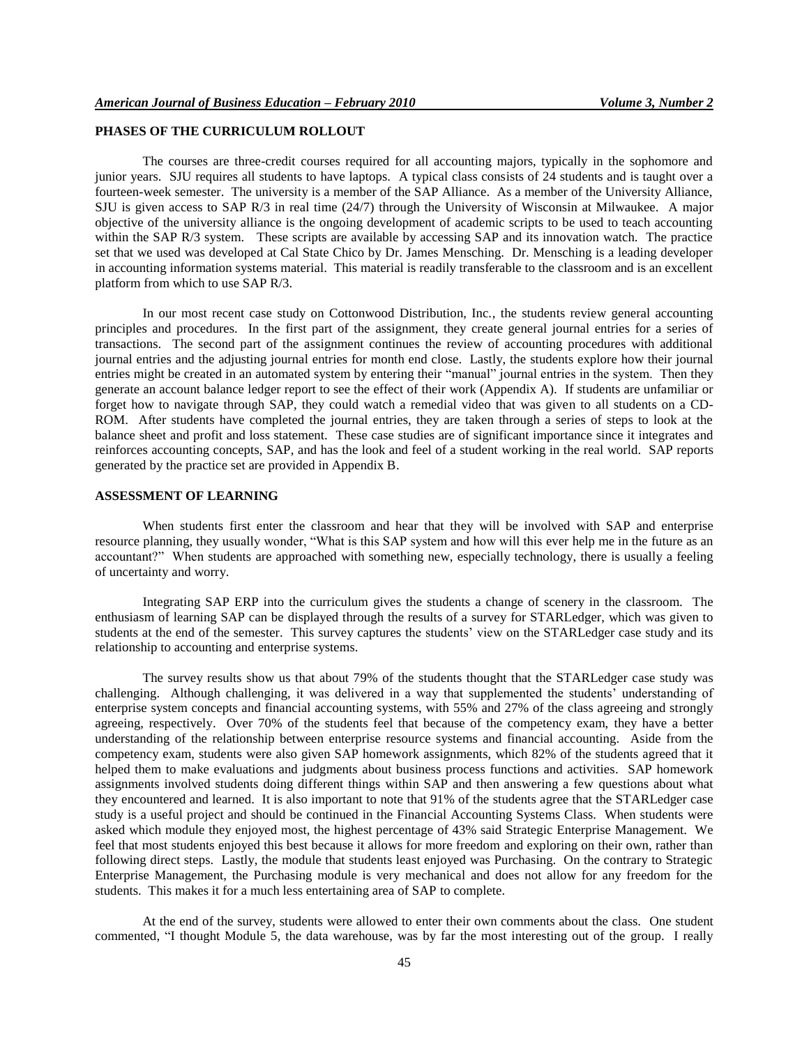## PHASES OF THE CURRICULUM ROLLOUT

The courses are three-credit courses required for all accounting majors, typically in the sophomore and junior years. SJU requires all students to have laptops. A typical class consists of 24 students and is taught over a fourteen-week semester. The university is a member of the SAP Alliance. As a member of the University Alliance, SJU is given access to SAP R/3 in real time (24/7) through the University of Wisconsin at Milwaukee. A major objective of the university alliance is the ongoing development of academic scripts to be used to teach accounting within the SAP R/3 system. These scripts are available by accessing SAP and its innovation watch. The practice set that we used was developed at Cal State Chico by Dr. James Mensching. Dr. Mensching is a leading developer in accounting information systems material. This material is readily transferable to the classroom and is an excellent platform from which to use SAP R/3.

In our most recent case study on Cottonwood Distribution, Inc., the students review general accounting principles and procedures. In the first part of the assignment, they create general journal entries for a series of transactions. The second part of the assignment continues the review of accounting procedures with additional journal entries and the adjusting journal entries for month end close. Lastly, the students explore how their journal entries might be created in an automated system by entering their "manual" journal entries in the system. Then they generate an account balance ledger report to see the effect of their work (Appendix A). If students are unfamiliar or forget how to navigate through SAP, they could watch a remedial video that was given to all students on a CD-ROM. After students have completed the journal entries, they are taken through a series of steps to look at the balance sheet and profit and loss statement. These case studies are of significant importance since it integrates and reinforces accounting concepts, SAP, and has the look and feel of a student working in the real world. SAP reports generated by the practice set are provided in Appendix B.

## ASSESSMENT OF LEARNING

When students first enter the classroom and hear that they will be involved with SAP and enterprise resource planning, they usually wonder, "What is this SAP system and how will this ever help me in the future as an accountant?" When students are approached with something new, especially technology, there is usually a feeling of uncertainty and worry.

Integrating SAP ERP into the curriculum gives the students a change of scenery in the classroom. The enthusiasm of learning SAP can be displayed through the results of a survey for STARLedger, which was given to students at the end of the semester. This survey captures the students' view on the STARLedger case study and its relationship to accounting and enterprise systems.

The survey results show us that about 79% of the students thought that the STARLedger case study was challenging. Although challenging, it was delivered in a way that supplemented the students' understanding of enterprise system concepts and financial accounting systems, with 55% and 27% of the class agreeing and strongly agreeing, respectively. Over 70% of the students feel that because of the competency exam, they have a better understanding of the relationship between enterprise resource systems and financial accounting. Aside from the competency exam, students were also given SAP homework assignments, which 82% of the students agreed that it helped them to make evaluations and judgments about business process functions and activities. SAP homework assignments involved students doing different things within SAP and then answering a few questions about what they encountered and learned. It is also important to note that 91% of the students agree that the STARLedger case study is a useful project and should be continued in the Financial Accounting Systems Class. When students were asked which module they enjoyed most, the highest percentage of 43% said Strategic Enterprise Management. We feel that most students enjoyed this best because it allows for more freedom and exploring on their own, rather than following direct steps. Lastly, the module that students least enjoyed was Purchasing. On the contrary to Strategic Enterprise Management, the Purchasing module is very mechanical and does not allow for any freedom for the students. This makes it for a much less entertaining area of SAP to complete.

At the end of the survey, students were allowed to enter their own comments about the class. One student commented, "I thought Module 5, the data warehouse, was by far the most interesting out of the group. I really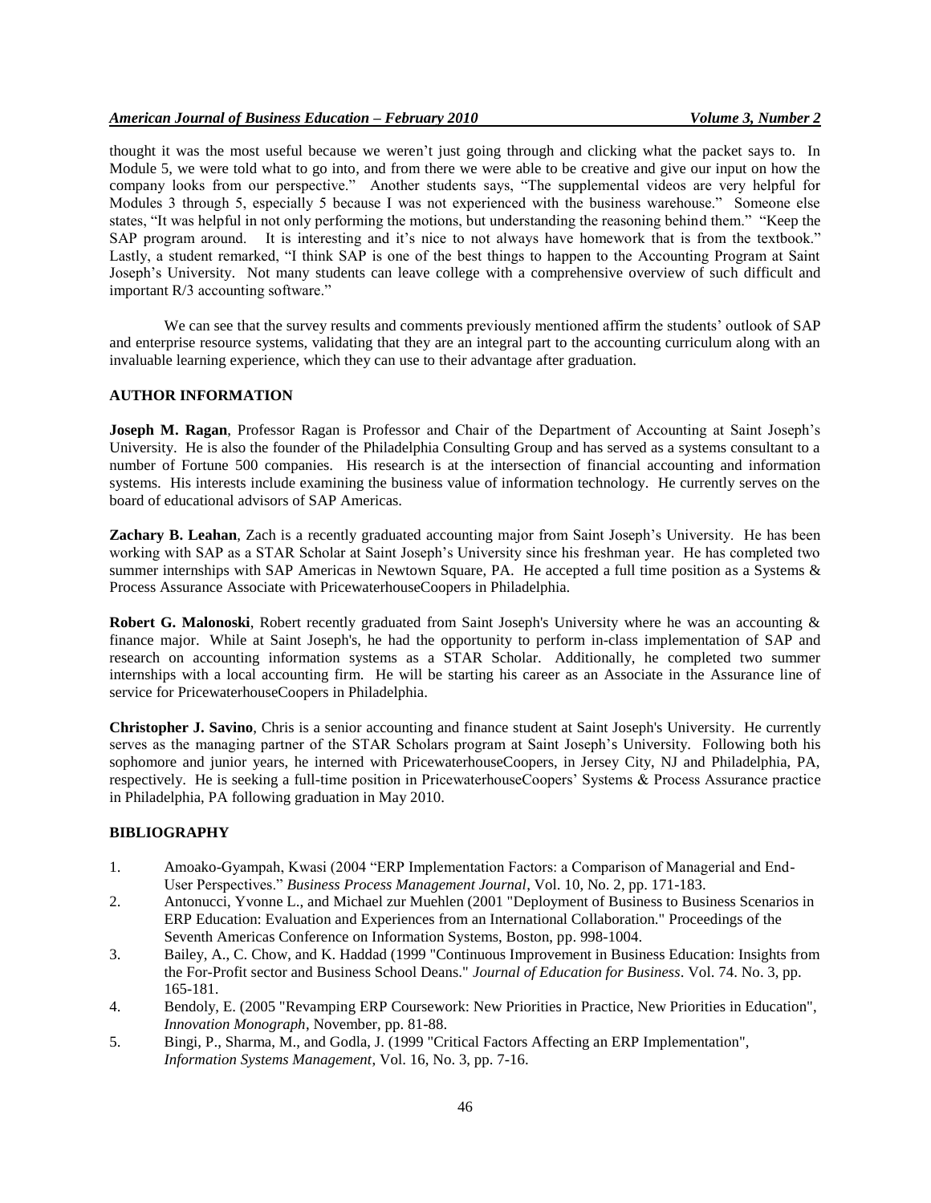thought it was the most useful because we weren't just going through and clicking what the packet says to. In Module 5, we were told what to go into, and from there we were able to be creative and give our input on how the company looks from our perspective." Another students says, "The supplemental videos are very helpful for Modules 3 through 5, especially 5 because I was not experienced with the business warehouse." Someone else states, "It was helpful in not only performing the motions, but understanding the reasoning behind them." "Keep the SAP program around. It is interesting and it's nice to not always have homework that is from the textbook." Lastly, a student remarked, "I think SAP is one of the best things to happen to the Accounting Program at Saint Joseph's University. Not many students can leave college with a comprehensive overview of such difficult and important R/3 accounting software."

We can see that the survey results and comments previously mentioned affirm the students' outlook of SAP and enterprise resource systems, validating that they are an integral part to the accounting curriculum along with an invaluable learning experience, which they can use to their advantage after graduation.

## AUTHOR INFORMATION

**Joseph M. Ragan**, Professor Ragan is Professor and Chair of the Department of Accounting at Saint Joseph's University. He is also the founder of the Philadelphia Consulting Group and has served as a systems consultant to a number of Fortune 500 companies. His research is at the intersection of financial accounting and information systems. His interests include examining the business value of information technology. He currently serves on the board of educational advisors of SAP Americas.

**Zachary B. Leahan**, Zach is a recently graduated accounting major from Saint Joseph's University. He has been working with SAP as a STAR Scholar at Saint Joseph's University since his freshman year. He has completed two summer internships with SAP Americas in Newtown Square, PA. He accepted a full time position as a Systems & Process Assurance Associate with PricewaterhouseCoopers in Philadelphia.

**Robert G. Malonoski**, Robert recently graduated from Saint Joseph's University where he was an accounting & finance major. While at Saint Joseph's, he had the opportunity to perform in-class implementation of SAP and research on accounting information systems as a STAR Scholar. Additionally, he completed two summer internships with a local accounting firm. He will be starting his career as an Associate in the Assurance line of service for PricewaterhouseCoopers in Philadelphia.

**Christopher J. Savino**, Chris is a senior accounting and finance student at Saint Joseph's University. He currently serves as the managing partner of the STAR Scholars program at Saint Joseph's University. Following both his sophomore and junior years, he interned with PricewaterhouseCoopers, in Jersey City, NJ and Philadelphia, PA, respectively. He is seeking a full-time position in PricewaterhouseCoopers' Systems & Process Assurance practice in Philadelphia, PA following graduation in May 2010.

## BIBLIOGRAPHY

1. Amoako-Gyampah, Kwasi (2004 "ERP Implementation Factors: a Comparison of Managerial and End-User Perspectives." *Business Process Management Journal*, Vol. 10, No. 2, pp. 171-183.
2. Antonucci, Yvonne L., and Michael zur Muehlen (2001 "Deployment of Business to Business Scenarios in ERP Education: Evaluation and Experiences from an International Collaboration." Proceedings of the Seventh Americas Conference on Information Systems, Boston, pp. 998-1004.
3. Bailey, A., C. Chow, and K. Haddad (1999 "Continuous Improvement in Business Education: Insights from the For-Profit sector and Business School Deans." *Journal of Education for Business*. Vol. 74. No. 3, pp. 165-181.
4. Bendoly, E. (2005 "Revamping ERP Coursework: New Priorities in Practice, New Priorities in Education", *Innovation Monograph*, November, pp. 81-88.
5. Bingi, P., Sharma, M., and Godla, J. (1999 "Critical Factors Affecting an ERP Implementation", *Information Systems Management*, Vol. 16, No. 3, pp. 7-16.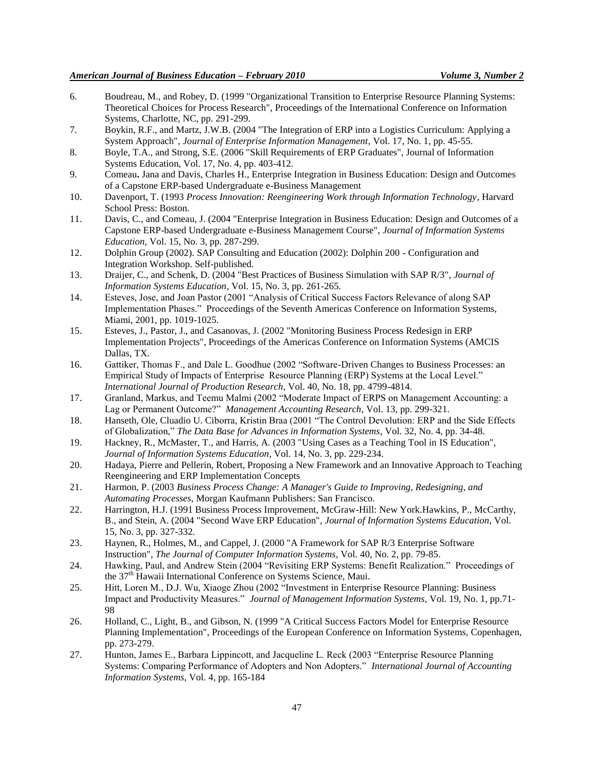6. Boudreau, M., and Robey, D. (1999 "Organizational Transition to Enterprise Resource Planning Systems: Theoretical Choices for Process Research", Proceedings of the International Conference on Information Systems, Charlotte, NC, pp. 291-299.
7. Boykin, R.F., and Martz, J.W.B. (2004 "The Integration of ERP into a Logistics Curriculum: Applying a System Approach", *Journal of Enterprise Information Management*, Vol. 17, No. 1, pp. 45-55.
8. Boyle, T.A., and Strong, S.E. (2006 "Skill Requirements of ERP Graduates", Journal of Information Systems Education, Vol. 17, No. 4, pp. 403-412.
9. Comeau**.** Jana and Davis, Charles H., Enterprise Integration in Business Education: Design and Outcomes of a Capstone ERP-based Undergraduate e-Business Management
10. Davenport, T. (1993 *Process Innovation: Reengineering Work through Information Technology*, Harvard School Press: Boston.
11. Davis, C., and Comeau, J. (2004 "Enterprise Integration in Business Education: Design and Outcomes of a Capstone ERP-based Undergraduate e-Business Management Course", *Journal of Information Systems Education*, Vol. 15, No. 3, pp. 287-299.
12. Dolphin Group (2002). SAP Consulting and Education (2002): Dolphin 200 - Configuration and Integration Workshop. Self-published.
13. Draijer, C., and Schenk, D. (2004 "Best Practices of Business Simulation with SAP R/3", *Journal of Information Systems Education*, Vol. 15, No. 3, pp. 261-265.
14. Esteves, Jose, and Joan Pastor (2001 "Analysis of Critical Success Factors Relevance of along SAP Implementation Phases." Proceedings of the Seventh Americas Conference on Information Systems, Miami, 2001, pp. 1019-1025.
15. Esteves, J., Pastor, J., and Casanovas, J. (2002 "Monitoring Business Process Redesign in ERP Implementation Projects", Proceedings of the Americas Conference on Information Systems (AMCIS Dallas, TX.
16. Gattiker, Thomas F., and Dale L. Goodhue (2002 "Software-Driven Changes to Business Processes: an Empirical Study of Impacts of Enterprise Resource Planning (ERP) Systems at the Local Level." *International Journal of Production Research*, Vol. 40, No. 18, pp. 4799-4814.
17. Granland, Markus, and Teemu Malmi (2002 "Moderate Impact of ERPS on Management Accounting: a Lag or Permanent Outcome?" *Management Accounting Research*, Vol. 13, pp. 299-321.
18. Hanseth, Ole, Cluadio U. Ciborra, Kristin Braa (2001 "The Control Devolution: ERP and the Side Effects of Globalization," *The Data Base for Advances in Information Systems*, Vol. 32, No. 4, pp. 34-48.
19. Hackney, R., McMaster, T., and Harris, A. (2003 "Using Cases as a Teaching Tool in IS Education", *Journal of Information Systems Education*, Vol. 14, No. 3, pp. 229-234.
20. Hadaya, Pierre and Pellerin, Robert, Proposing a New Framework and an Innovative Approach to Teaching Reengineering and ERP Implementation Concepts
21. Harmon, P. (2003 *Business Process Change: A Manager's Guide to Improving, Redesigning, and Automating Processes*, Morgan Kaufmann Publishers: San Francisco.
22. Harrington, H.J. (1991 Business Process Improvement, McGraw-Hill: New York.Hawkins, P., McCarthy, B., and Stein, A. (2004 "Second Wave ERP Education", *Journal of Information Systems Education*, Vol. 15, No. 3, pp. 327-332.
23. Haynen, R., Holmes, M., and Cappel, J. (2000 "A Framework for SAP R/3 Enterprise Software Instruction", *The Journal of Computer Information Systems*, Vol. 40, No. 2, pp. 79-85.
24. Hawking, Paul, and Andrew Stein (2004 "Revisiting ERP Systems: Benefit Realization." Proceedings of the 37th Hawaii International Conference on Systems Science, Maui.
25. Hitt, Loren M., D.J. Wu, Xiaoge Zhou (2002 "Investment in Enterprise Resource Planning: Business Impact and Productivity Measures." *Journal of Management Information Systems*, Vol. 19, No. 1, pp.71-98
26. Holland, C., Light, B., and Gibson, N. (1999 "A Critical Success Factors Model for Enterprise Resource Planning Implementation", Proceedings of the European Conference on Information Systems, Copenhagen, pp. 273-279.
27. Hunton, James E., Barbara Lippincott, and Jacqueline L. Reck (2003 "Enterprise Resource Planning Systems: Comparing Performance of Adopters and Non Adopters." *International Journal of Accounting Information Systems*, Vol. 4, pp. 165-184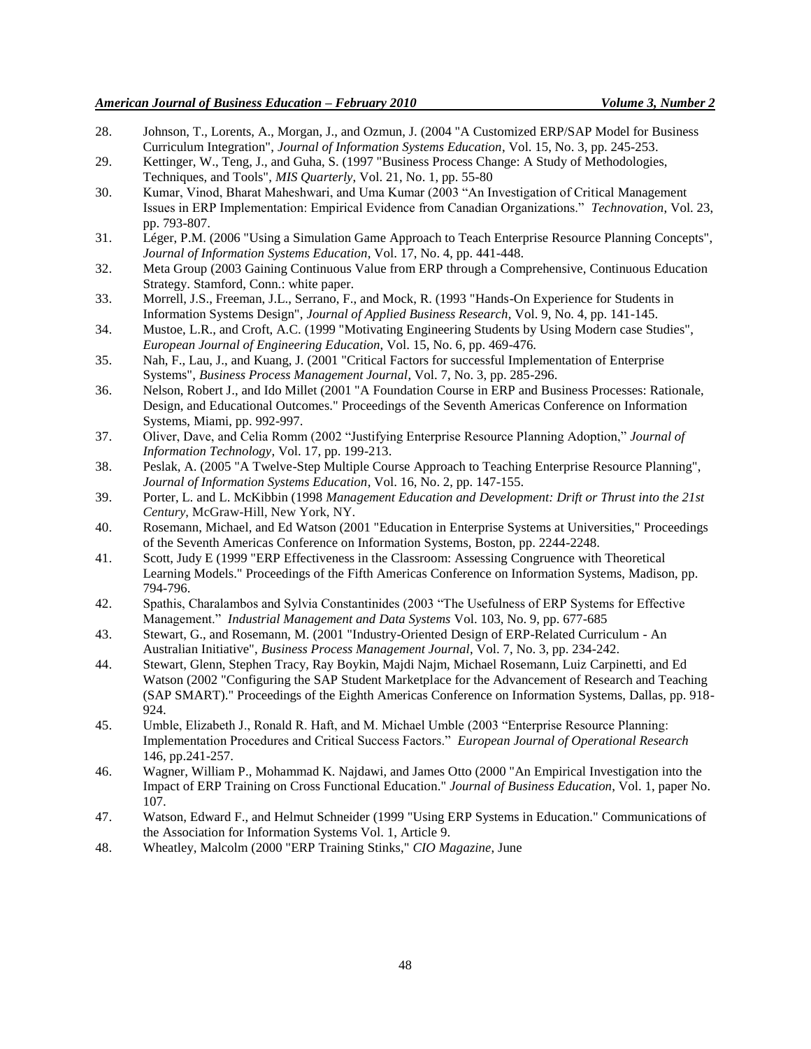28. Johnson, T., Lorents, A., Morgan, J., and Ozmun, J. (2004 "A Customized ERP/SAP Model for Business Curriculum Integration", *Journal of Information Systems Education*, Vol. 15, No. 3, pp. 245-253.
29. Kettinger, W., Teng, J., and Guha, S. (1997 "Business Process Change: A Study of Methodologies, Techniques, and Tools", *MIS Quarterly*, Vol. 21, No. 1, pp. 55-80
30. Kumar, Vinod, Bharat Maheshwari, and Uma Kumar (2003 "An Investigation of Critical Management Issues in ERP Implementation: Empirical Evidence from Canadian Organizations." *Technovation*, Vol. 23, pp. 793-807.
31. Léger, P.M. (2006 "Using a Simulation Game Approach to Teach Enterprise Resource Planning Concepts", *Journal of Information Systems Education*, Vol. 17, No. 4, pp. 441-448.
32. Meta Group (2003 Gaining Continuous Value from ERP through a Comprehensive, Continuous Education Strategy. Stamford, Conn.: white paper.
33. Morrell, J.S., Freeman, J.L., Serrano, F., and Mock, R. (1993 "Hands-On Experience for Students in Information Systems Design", *Journal of Applied Business Research*, Vol. 9, No. 4, pp. 141-145.
34. Mustoe, L.R., and Croft, A.C. (1999 "Motivating Engineering Students by Using Modern case Studies", *European Journal of Engineering Education*, Vol. 15, No. 6, pp. 469-476.
35. Nah, F., Lau, J., and Kuang, J. (2001 "Critical Factors for successful Implementation of Enterprise Systems", *Business Process Management Journal*, Vol. 7, No. 3, pp. 285-296.
36. Nelson, Robert J., and Ido Millet (2001 "A Foundation Course in ERP and Business Processes: Rationale, Design, and Educational Outcomes." Proceedings of the Seventh Americas Conference on Information Systems, Miami, pp. 992-997.
37. Oliver, Dave, and Celia Romm (2002 "Justifying Enterprise Resource Planning Adoption," *Journal of Information Technology*, Vol. 17, pp. 199-213.
38. Peslak, A. (2005 "A Twelve-Step Multiple Course Approach to Teaching Enterprise Resource Planning", *Journal of Information Systems Education*, Vol. 16, No. 2, pp. 147-155.
39. Porter, L. and L. McKibbin (1998 *Management Education and Development: Drift or Thrust into the 21st Century*, McGraw-Hill, New York, NY.
40. Rosemann, Michael, and Ed Watson (2001 "Education in Enterprise Systems at Universities," Proceedings of the Seventh Americas Conference on Information Systems, Boston, pp. 2244-2248.
41. Scott, Judy E (1999 "ERP Effectiveness in the Classroom: Assessing Congruence with Theoretical Learning Models." Proceedings of the Fifth Americas Conference on Information Systems, Madison, pp. 794-796.
42. Spathis, Charalambos and Sylvia Constantinides (2003 "The Usefulness of ERP Systems for Effective Management." *Industrial Management and Data Systems* Vol. 103, No. 9, pp. 677-685
43. Stewart, G., and Rosemann, M. (2001 "Industry-Oriented Design of ERP-Related Curriculum - An Australian Initiative", *Business Process Management Journal*, Vol. 7, No. 3, pp. 234-242.
44. Stewart, Glenn, Stephen Tracy, Ray Boykin, Majdi Najm, Michael Rosemann, Luiz Carpinetti, and Ed Watson (2002 "Configuring the SAP Student Marketplace for the Advancement of Research and Teaching (SAP SMART)." Proceedings of the Eighth Americas Conference on Information Systems, Dallas, pp. 918-924.
45. Umble, Elizabeth J., Ronald R. Haft, and M. Michael Umble (2003 "Enterprise Resource Planning: Implementation Procedures and Critical Success Factors." *European Journal of Operational Research* 146, pp.241-257.
46. Wagner, William P., Mohammad K. Najdawi, and James Otto (2000 "An Empirical Investigation into the Impact of ERP Training on Cross Functional Education." *Journal of Business Education*, Vol. 1, paper No. 107.
47. Watson, Edward F., and Helmut Schneider (1999 "Using ERP Systems in Education." Communications of the Association for Information Systems Vol. 1, Article 9.
48. Wheatley, Malcolm (2000 "ERP Training Stinks," *CIO Magazine*, June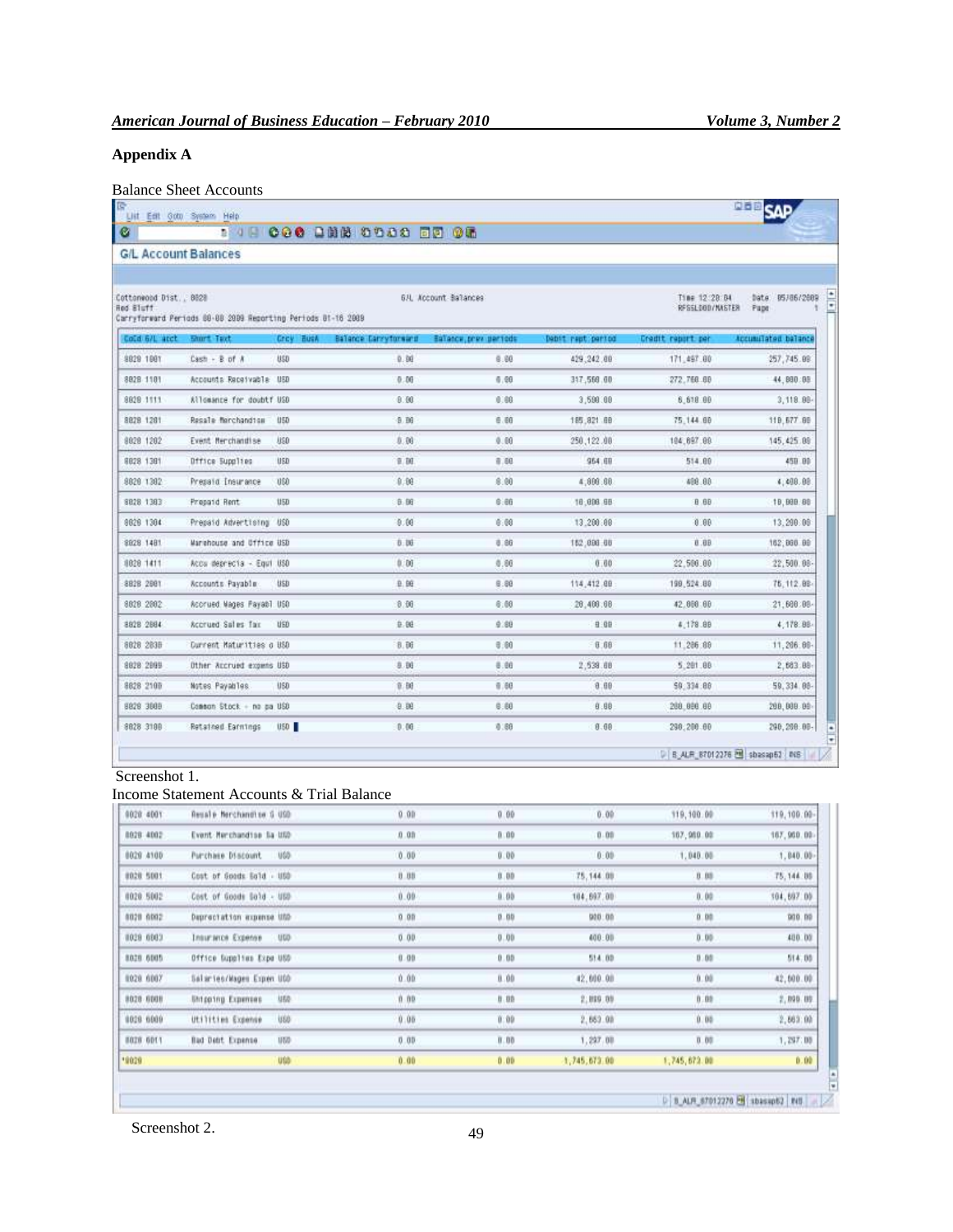## Appendix A

Balance Sheet Accounts

G/L Account Balances

Cottonwood Dist., 8028 — G/L Account Balances — Time 12:20:04 Date 05/06/2009
Red Bluff — RFSSLD00/MASTER Page 1
Carryforward Periods 00-00 2009 Reporting Periods 01-16 2009

| CoCd G/L acct | Short Text | Crcy | BusA | Balance Carryforward | Balance prev periods | Debit rept period | Credit report per | Accumulated balance |
|---|---|---|---|---|---|---|---|---|
| 8028 1001 | Cash - B of A | USD | | 0.00 | 0.00 | 429,242.00 | 171,497.00 | 257,745.00 |
| 8028 1101 | Accounts Receivable | USD | | 0.00 | 0.00 | 317,560.00 | 272,760.00 | 44,800.00 |
| 8028 1111 | Allowance for doubtf | USD | | 0.00 | 0.00 | 3,500.00 | 6,618.00 | 3,118.00- |
| 8028 1201 | Resale Merchandise | USD | | 0.00 | 0.00 | 185,821.00 | 75,144.00 | 110,677.00 |
| 8028 1202 | Event Merchandise | USD | | 0.00 | 0.00 | 250,122.00 | 104,697.00 | 145,425.00 |
| 8028 1301 | Office Supplies | USD | | 0.00 | 0.00 | 964.00 | 514.00 | 450.00 |
| 8028 1302 | Prepaid Insurance | USD | | 0.00 | 0.00 | 4,800.00 | 400.00 | 4,400.00 |
| 8028 1303 | Prepaid Rent | USD | | 0.00 | 0.00 | 10,000.00 | 0.00 | 10,000.00 |
| 8028 1304 | Prepaid Advertising | USD | | 0.00 | 0.00 | 13,200.00 | 0.00 | 13,200.00 |
| 8028 1401 | Warehouse and Office | USD | | 0.00 | 0.00 | 162,000.00 | 0.00 | 162,000.00 |
| 8028 1411 | Accu deprecia - Equi | USD | | 0.00 | 0.00 | 0.00 | 22,500.00 | 22,500.00- |
| 8028 2001 | Accounts Payable | USD | | 0.00 | 0.00 | 114,412.00 | 190,524.00 | 76,112.00- |
| 8028 2002 | Accrued Wages Payabl | USD | | 0.00 | 0.00 | 20,400.00 | 42,000.00 | 21,600.00- |
| 8028 2004 | Accrued Sales Tax | USD | | 0.00 | 0.00 | 0.00 | 4,178.00 | 4,178.00- |
| 8028 2030 | Current Maturities o | USD | | 0.00 | 0.00 | 0.00 | 11,206.00 | 11,206.00- |
| 8028 2099 | Other Accrued expens | USD | | 0.00 | 0.00 | 2,538.00 | 5,201.00 | 2,663.00- |
| 8028 2100 | Notes Payables | USD | | 0.00 | 0.00 | 0.00 | 59,334.00 | 59,334.00- |
| 8028 3000 | Common Stock - no pa | USD | | 0.00 | 0.00 | 0.00 | 200,000.00 | 200,000.00- |
| 8028 3100 | Retained Earnings | USD | | 0.00 | 0.00 | 0.00 | 290,200.00 | 290,200.00- |

Screenshot 1.

Income Statement Accounts & Trial Balance

| CoCd G/L acct | Short Text | Crcy | BusA | Balance Carryforward | Balance prev periods | Debit rept period | Credit report per | Accumulated balance |
|---|---|---|---|---|---|---|---|---|
| 8028 4001 | Resale Merchandise S | USD | | 0.00 | 0.00 | 0.00 | 119,100.00 | 119,100.00- |
| 8028 4002 | Event Merchandise Sa | USD | | 0.00 | 0.00 | 0.00 | 167,900.00 | 167,900.00- |
| 8028 4100 | Purchase Discount | USD | | 0.00 | 0.00 | 0.00 | 1,040.00 | 1,040.00- |
| 8028 5001 | Cost of Goods Sold - | USD | | 0.00 | 0.00 | 75,144.00 | 0.00 | 75,144.00 |
| 8028 5002 | Cost of Goods Sold - | USD | | 0.00 | 0.00 | 104,697.00 | 0.00 | 104,697.00 |
| 8028 6002 | Depreciation expense | USD | | 0.00 | 0.00 | 900.00 | 0.00 | 900.00 |
| 8028 6003 | Insurance Expense | USD | | 0.00 | 0.00 | 400.00 | 0.00 | 400.00 |
| 8028 6005 | Office Supplies Expe | USD | | 0.00 | 0.00 | 514.00 | 0.00 | 514.00 |
| 8028 6007 | Salaries/Wages Expen | USD | | 0.00 | 0.00 | 42,600.00 | 0.00 | 42,600.00 |
| 8028 6008 | Shipping Expenses | USD | | 0.00 | 0.00 | 2,899.00 | 0.00 | 2,899.00 |
| 8028 6009 | Utilities Expense | USD | | 0.00 | 0.00 | 2,663.00 | 0.00 | 2,663.00 |
| 8028 6011 | Bad Debt Expense | USD | | 0.00 | 0.00 | 1,297.00 | 0.00 | 1,297.00 |
| *8028 | | USD | | 0.00 | 0.00 | 1,745,673.00 | 1,745,673.00 | 0.00 |

Screenshot 2.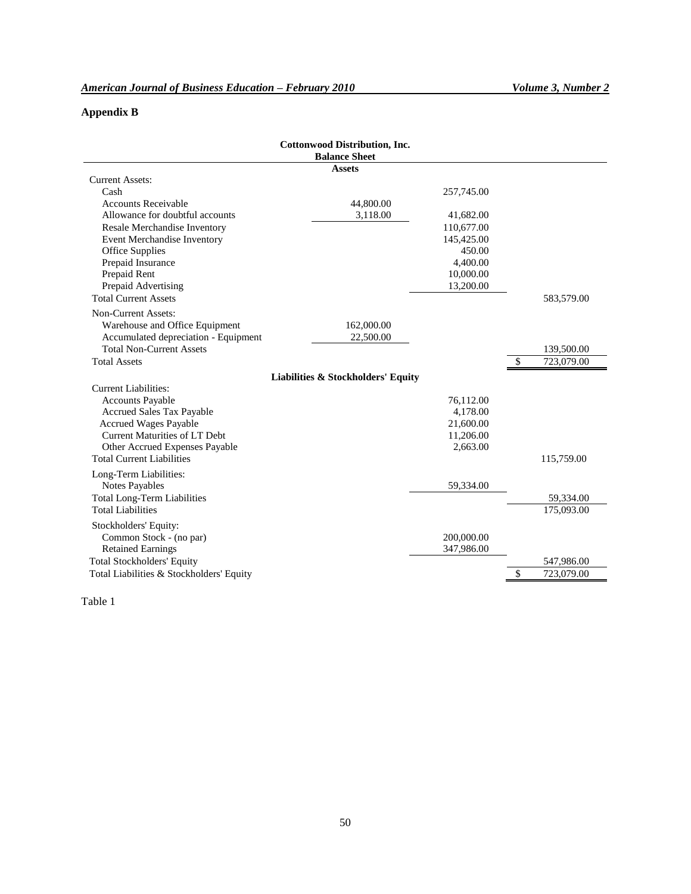## Appendix B

| Cottonwood Distribution, Inc. Balance Sheet | | | |
|---|---|---|---|
| **Assets** | | | |
| Current Assets: | | | |
| Cash | | 257,745.00 | |
| Accounts Receivable | 44,800.00 | | |
| Allowance for doubtful accounts | 3,118.00 | 41,682.00 | |
| Resale Merchandise Inventory | | 110,677.00 | |
| Event Merchandise Inventory | | 145,425.00 | |
| Office Supplies | | 450.00 | |
| Prepaid Insurance | | 4,400.00 | |
| Prepaid Rent | | 10,000.00 | |
| Prepaid Advertising | | 13,200.00 | |
| Total Current Assets | | | 583,579.00 |
| Non-Current Assets: | | | |
| Warehouse and Office Equipment | 162,000.00 | | |
| Accumulated depreciation - Equipment | 22,500.00 | | |
| Total Non-Current Assets | | | 139,500.00 |
| Total Assets | | | $ 723,079.00 |
| **Liabilities & Stockholders' Equity** | | | |
| Current Liabilities: | | | |
| Accounts Payable | | 76,112.00 | |
| Accrued Sales Tax Payable | | 4,178.00 | |
| Accrued Wages Payable | | 21,600.00 | |
| Current Maturities of LT Debt | | 11,206.00 | |
| Other Accrued Expenses Payable | | 2,663.00 | |
| Total Current Liabilities | | | 115,759.00 |
| Long-Term Liabilities: | | | |
| Notes Payables | | 59,334.00 | |
| Total Long-Term Liabilities | | | 59,334.00 |
| Total Liabilities | | | 175,093.00 |
| Stockholders' Equity: | | | |
| Common Stock - (no par) | | 200,000.00 | |
| Retained Earnings | | 347,986.00 | |
| Total Stockholders' Equity | | | 547,986.00 |
| Total Liabilities & Stockholders' Equity | | | $ 723,079.00 |

Table 1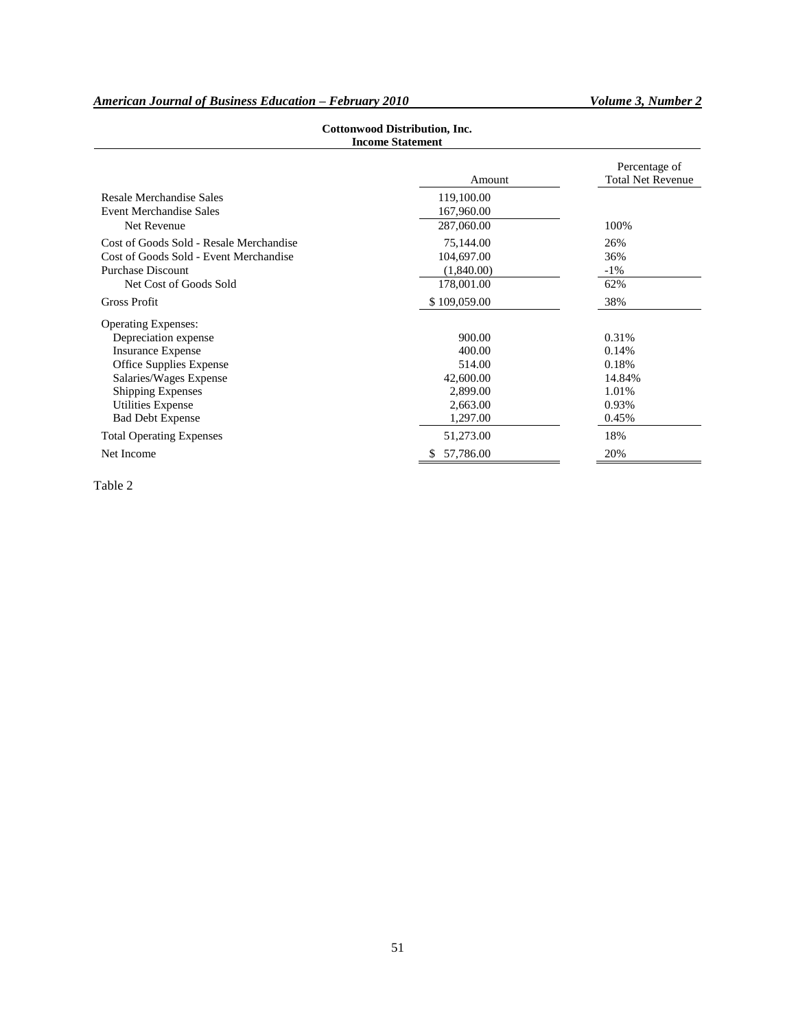**Cottonwood Distribution, Inc.**
**Income Statement**

| | Amount | Percentage of Total Net Revenue |
|---|---|---|
| Resale Merchandise Sales | 119,100.00 | |
| Event Merchandise Sales | 167,960.00 | |
| Net Revenue | 287,060.00 | 100% |
| Cost of Goods Sold - Resale Merchandise | 75,144.00 | 26% |
| Cost of Goods Sold - Event Merchandise | 104,697.00 | 36% |
| Purchase Discount | (1,840.00) | -1% |
| Net Cost of Goods Sold | 178,001.00 | 62% |
| Gross Profit | $ 109,059.00 | 38% |
| Operating Expenses: | | |
| Depreciation expense | 900.00 | 0.31% |
| Insurance Expense | 400.00 | 0.14% |
| Office Supplies Expense | 514.00 | 0.18% |
| Salaries/Wages Expense | 42,600.00 | 14.84% |
| Shipping Expenses | 2,899.00 | 1.01% |
| Utilities Expense | 2,663.00 | 0.93% |
| Bad Debt Expense | 1,297.00 | 0.45% |
| Total Operating Expenses | 51,273.00 | 18% |
| Net Income | $ 57,786.00 | 20% |

Table 2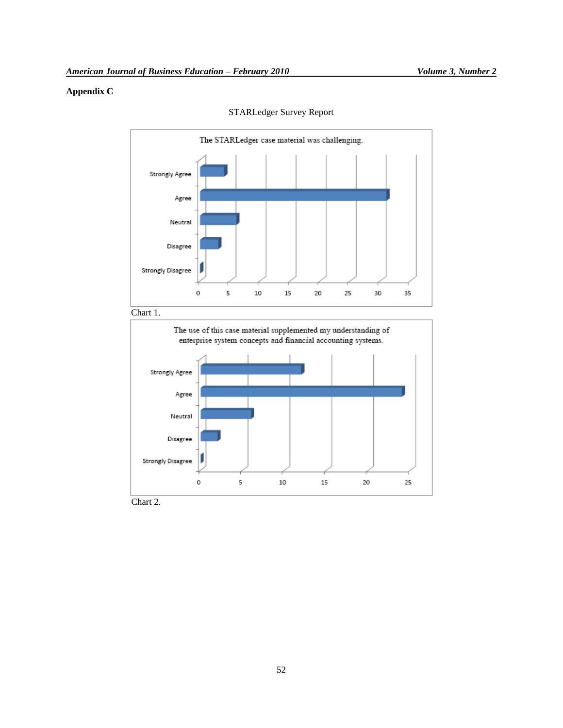## Appendix C

STARLedger Survey Report

The STARLedger case material was challenging.

Chart 1.

The use of this case material supplemented my understanding of enterprise system concepts and financial accounting systems.

Chart 2.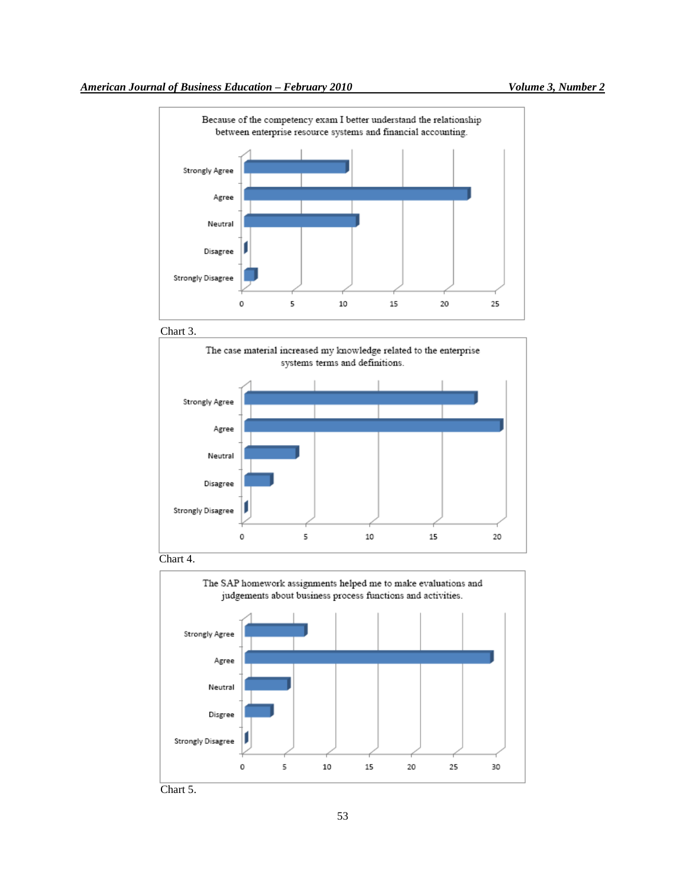Because of the competency exam I better understand the relationship between enterprise resource systems and financial accounting.

| Response | Count |
|---|---|
| Strongly Agree | 10 |
| Agree | 22 |
| Neutral | 11 |
| Disagree | 0 |
| Strongly Disagree | 1 |

Chart 3.

The case material increased my knowledge related to the enterprise systems terms and definitions.

| Response | Count |
|---|---|
| Strongly Agree | 18 |
| Agree | 20 |
| Neutral | 4 |
| Disagree | 2 |
| Strongly Disagree | 0 |

Chart 4.

The SAP homework assignments helped me to make evaluations and judgements about business process functions and activities.

| Response | Count |
|---|---|
| Strongly Agree | 7 |
| Agree | 29 |
| Neutral | 5 |
| Disgree | 3 |
| Strongly Disagree | 0 |

Chart 5.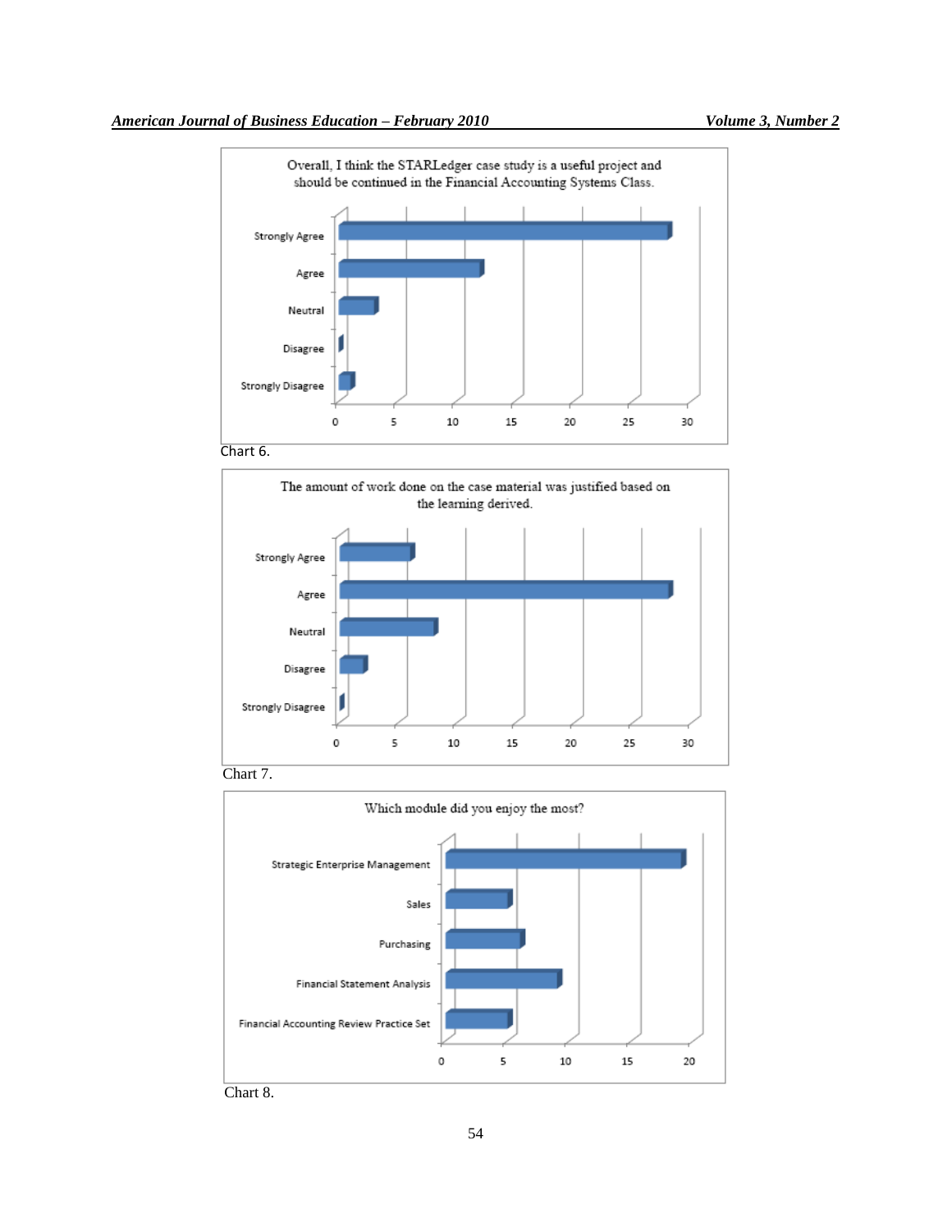Overall, I think the STARLedger case study is a useful project and should be continued in the Financial Accounting Systems Class.

Strongly Agree

Agree

Neutral

Disagree

Strongly Disagree

0 5 10 15 20 25 30

Chart 6.

The amount of work done on the case material was justified based on the learning derived.

Strongly Agree

Agree

Neutral

Disagree

Strongly Disagree

0 5 10 15 20 25 30

Chart 7.

Which module did you enjoy the most?

Strategic Enterprise Management

Sales

Purchasing

Financial Statement Analysis

Financial Accounting Review Practice Set

0 5 10 15 20

Chart 8.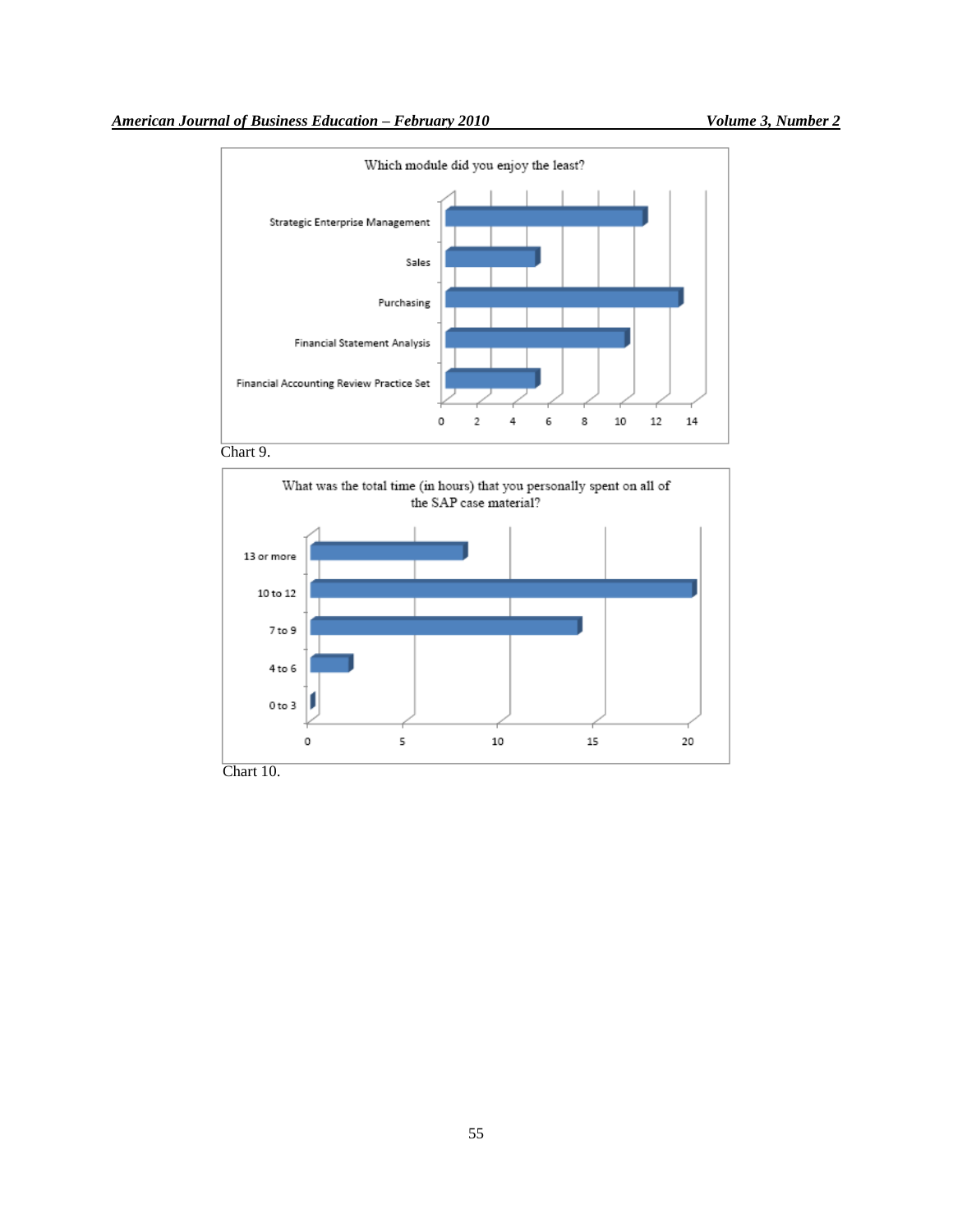Which module did you enjoy the least?

| Module | Responses |
|---|---|
| Strategic Enterprise Management | 11 |
| Sales | 5 |
| Purchasing | 13 |
| Financial Statement Analysis | 10 |
| Financial Accounting Review Practice Set | 5 |

Chart 9.

What was the total time (in hours) that you personally spent on all of the SAP case material?

| Hours | Responses |
|---|---|
| 13 or more | 8 |
| 10 to 12 | 20 |
| 7 to 9 | 14 |
| 4 to 6 | 2 |
| 0 to 3 | 0 |

Chart 10.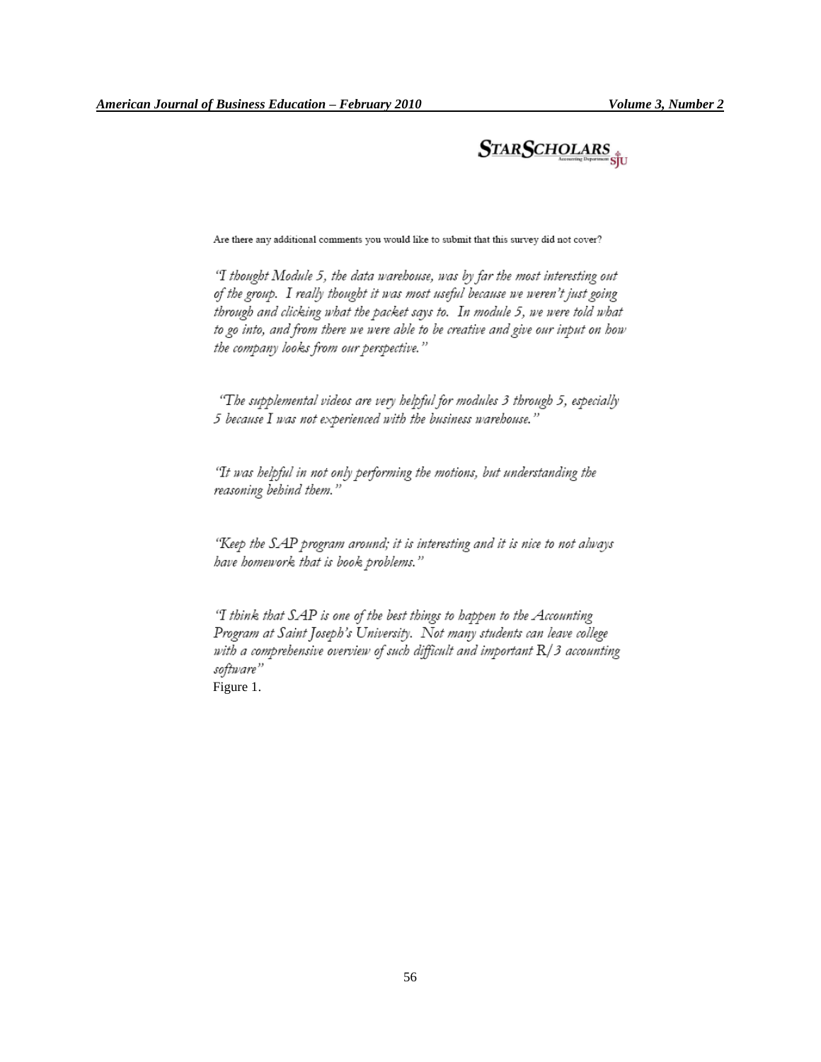STARSCHOLARS Accounting Department SJU

Are there any additional comments you would like to submit that this survey did not cover?

*"I thought Module 5, the data warehouse, was by far the most interesting out of the group. I really thought it was most useful because we weren't just going through and clicking what the packet says to. In module 5, we were told what to go into, and from there we were able to be creative and give our input on how the company looks from our perspective."*

*"The supplemental videos are very helpful for modules 3 through 5, especially 5 because I was not experienced with the business warehouse."*

*"It was helpful in not only performing the motions, but understanding the reasoning behind them."*

*"Keep the SAP program around; it is interesting and it is nice to not always have homework that is book problems."*

*"I think that SAP is one of the best things to happen to the Accounting Program at Saint Joseph's University. Not many students can leave college with a comprehensive overview of such difficult and important R/3 accounting software"*

Figure 1.